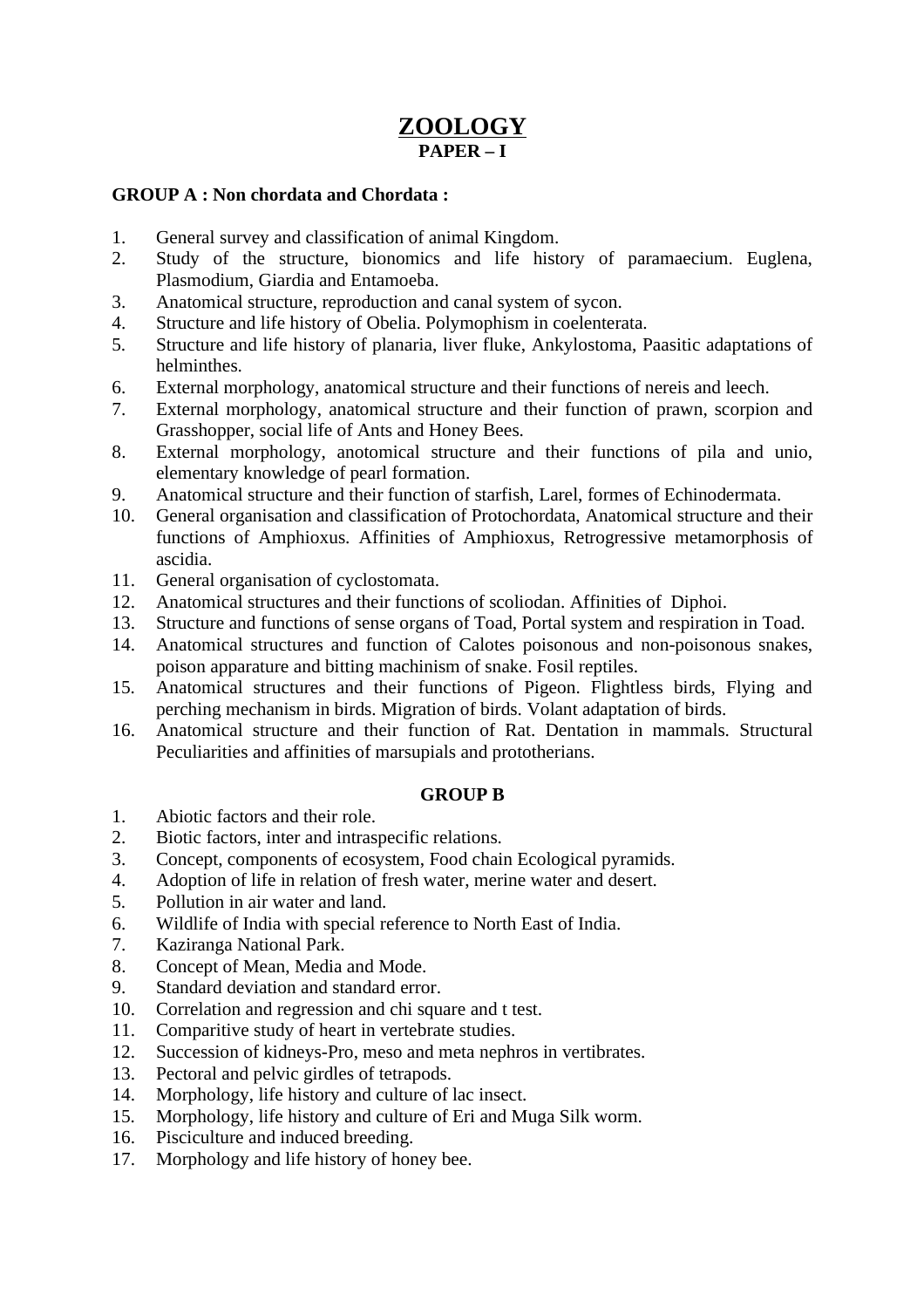# ZOOLOGY

## PAPER – I

**GROUP A : Non chordata and Chordata :**

1. General survey and classification of animal Kingdom.
2. Study of the structure, bionomics and life history of paramaecium. Euglena, Plasmodium, Giardia and Entamoeba.
3. Anatomical structure, reproduction and canal system of sycon.
4. Structure and life history of Obelia. Polymophism in coelenterata.
5. Structure and life history of planaria, liver fluke, Ankylostoma, Paasitic adaptations of helminthes.
6. External morphology, anatomical structure and their functions of nereis and leech.
7. External morphology, anatomical structure and their function of prawn, scorpion and Grasshopper, social life of Ants and Honey Bees.
8. External morphology, anotomical structure and their functions of pila and unio, elementary knowledge of pearl formation.
9. Anatomical structure and their function of starfish, Larel, formes of Echinodermata.
10. General organisation and classification of Protochordata, Anatomical structure and their functions of Amphioxus. Affinities of Amphioxus, Retrogressive metamorphosis of ascidia.
11. General organisation of cyclostomata.
12. Anatomical structures and their functions of scoliodan. Affinities of Diphoi.
13. Structure and functions of sense organs of Toad, Portal system and respiration in Toad.
14. Anatomical structures and function of Calotes poisonous and non-poisonous snakes, poison apparature and bitting machinism of snake. Fosil reptiles.
15. Anatomical structures and their functions of Pigeon. Flightless birds, Flying and perching mechanism in birds. Migration of birds. Volant adaptation of birds.
16. Anatomical structure and their function of Rat. Dentation in mammals. Structural Peculiarities and affinities of marsupials and prototherians.

**GROUP B**

1. Abiotic factors and their role.
2. Biotic factors, inter and intraspecific relations.
3. Concept, components of ecosystem, Food chain Ecological pyramids.
4. Adoption of life in relation of fresh water, merine water and desert.
5. Pollution in air water and land.
6. Wildlife of India with special reference to North East of India.
7. Kaziranga National Park.
8. Concept of Mean, Media and Mode.
9. Standard deviation and standard error.
10. Correlation and regression and chi square and t test.
11. Comparitive study of heart in vertebrate studies.
12. Succession of kidneys-Pro, meso and meta nephros in vertibrates.
13. Pectoral and pelvic girdles of tetrapods.
14. Morphology, life history and culture of lac insect.
15. Morphology, life history and culture of Eri and Muga Silk worm.
16. Pisciculture and induced breeding.
17. Morphology and life history of honey bee.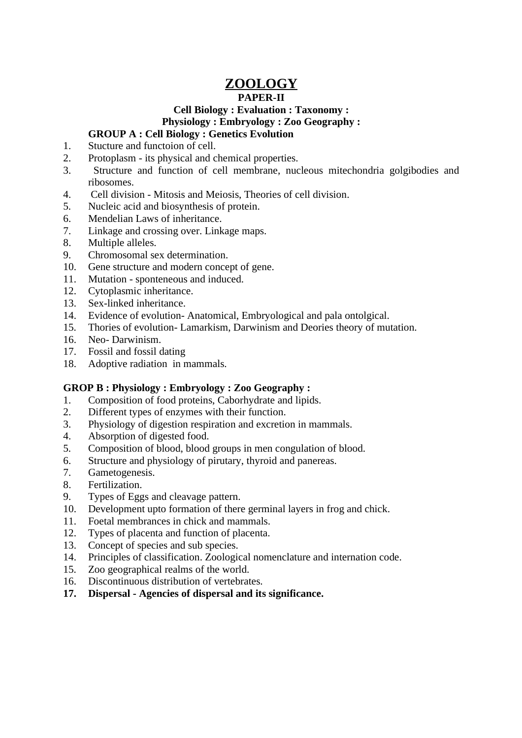# ZOOLOGY

## PAPER-II

**Cell Biology : Evaluation : Taxonomy :**

**Physiology : Embryology : Zoo Geography :**

### GROUP A : Cell Biology : Genetics Evolution

1. Stucture and functoion of cell.
2. Protoplasm - its physical and chemical properties.
3. Structure and function of cell membrane, nucleous mitechondria golgibodies and ribosomes.
4. Cell division - Mitosis and Meiosis, Theories of cell division.
5. Nucleic acid and biosynthesis of protein.
6. Mendelian Laws of inheritance.
7. Linkage and crossing over. Linkage maps.
8. Multiple alleles.
9. Chromosomal sex determination.
10. Gene structure and modern concept of gene.
11. Mutation - sponteneous and induced.
12. Cytoplasmic inheritance.
13. Sex-linked inheritance.
14. Evidence of evolution- Anatomical, Embryological and pala ontolgical.
15. Thories of evolution- Lamarkism, Darwinism and Deories theory of mutation.
16. Neo- Darwinism.
17. Fossil and fossil dating
18. Adoptive radiation in mammals.

### GROP B : Physiology : Embryology : Zoo Geography :

1. Composition of food proteins, Caborhydrate and lipids.
2. Different types of enzymes with their function.
3. Physiology of digestion respiration and excretion in mammals.
4. Absorption of digested food.
5. Composition of blood, blood groups in men congulation of blood.
6. Structure and physiology of pirutary, thyroid and panereas.
7. Gametogenesis.
8. Fertilization.
9. Types of Eggs and cleavage pattern.
10. Development upto formation of there germinal layers in frog and chick.
11. Foetal membrances in chick and mammals.
12. Types of placenta and function of placenta.
13. Concept of species and sub species.
14. Principles of classification. Zoological nomenclature and internation code.
15. Zoo geographical realms of the world.
16. Discontinuous distribution of vertebrates.
17. **Dispersal - Agencies of dispersal and its significance.**